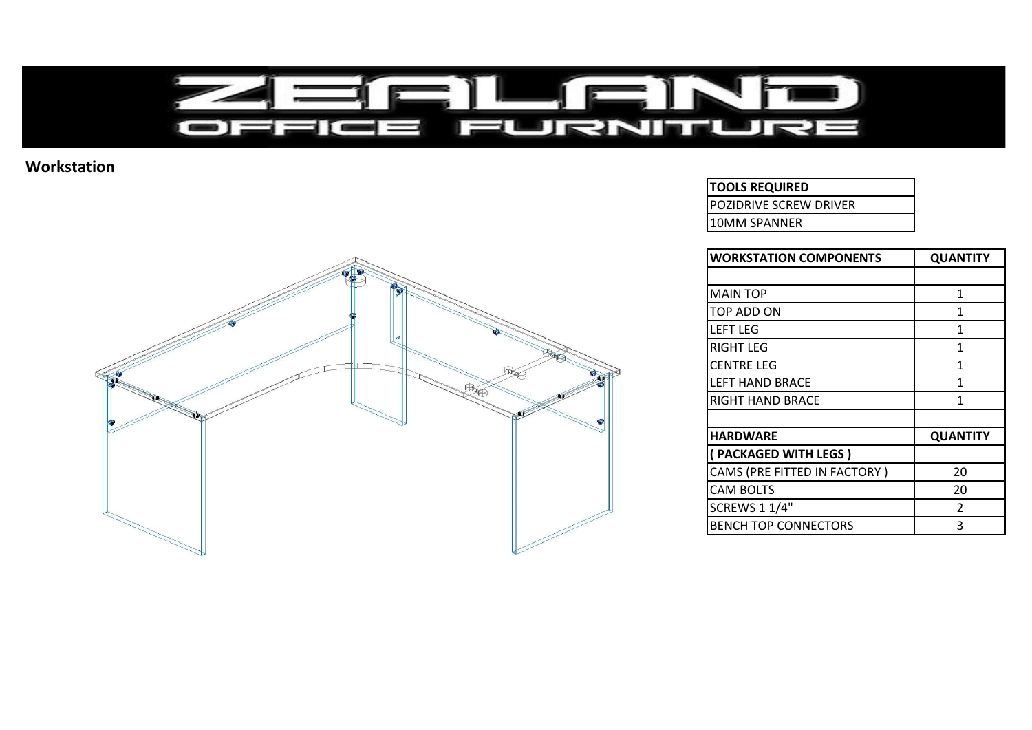# ZEALAND OFFICE FURNITURE

## Workstation

| TOOLS REQUIRED |
|---|
| POZIDRIVE SCREW DRIVER |
| 10MM SPANNER |

| WORKSTATION COMPONENTS | QUANTITY |
|---|---|
| | |
| MAIN TOP | 1 |
| TOP ADD ON | 1 |
| LEFT LEG | 1 |
| RIGHT LEG | 1 |
| CENTRE LEG | 1 |
| LEFT HAND BRACE | 1 |
| RIGHT HAND BRACE | 1 |
| | |
| **HARDWARE** | **QUANTITY** |
| **( PACKAGED WITH LEGS )** | |
| CAMS (PRE FITTED IN FACTORY ) | 20 |
| CAM BOLTS | 20 |
| SCREWS 1 1/4" | 2 |
| BENCH TOP CONNECTORS | 3 |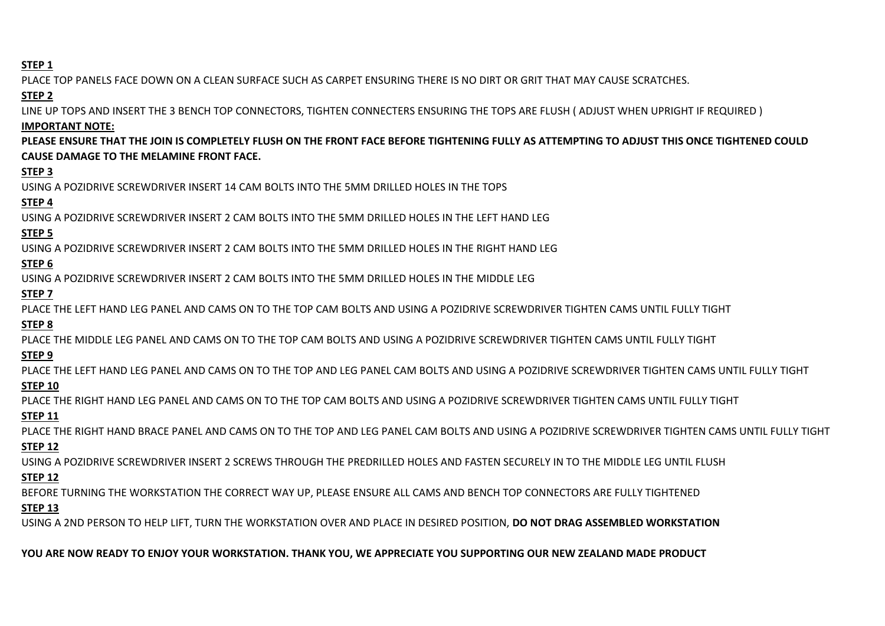**STEP 1**

PLACE TOP PANELS FACE DOWN ON A CLEAN SURFACE SUCH AS CARPET ENSURING THERE IS NO DIRT OR GRIT THAT MAY CAUSE SCRATCHES.

**STEP 2**

LINE UP TOPS AND INSERT THE 3 BENCH TOP CONNECTORS, TIGHTEN CONNECTERS ENSURING THE TOPS ARE FLUSH ( ADJUST WHEN UPRIGHT IF REQUIRED )

**IMPORTANT NOTE:**

**PLEASE ENSURE THAT THE JOIN IS COMPLETELY FLUSH ON THE FRONT FACE BEFORE TIGHTENING FULLY AS ATTEMPTING TO ADJUST THIS ONCE TIGHTENED COULD CAUSE DAMAGE TO THE MELAMINE FRONT FACE.**

**STEP 3**

USING A POZIDRIVE SCREWDRIVER INSERT 14 CAM BOLTS INTO THE 5MM DRILLED HOLES IN THE TOPS

**STEP 4**

USING A POZIDRIVE SCREWDRIVER INSERT 2 CAM BOLTS INTO THE 5MM DRILLED HOLES IN THE LEFT HAND LEG

**STEP 5**

USING A POZIDRIVE SCREWDRIVER INSERT 2 CAM BOLTS INTO THE 5MM DRILLED HOLES IN THE RIGHT HAND LEG

**STEP 6**

USING A POZIDRIVE SCREWDRIVER INSERT 2 CAM BOLTS INTO THE 5MM DRILLED HOLES IN THE MIDDLE LEG

**STEP 7**

PLACE THE LEFT HAND LEG PANEL AND CAMS ON TO THE TOP CAM BOLTS AND USING A POZIDRIVE SCREWDRIVER TIGHTEN CAMS UNTIL FULLY TIGHT

**STEP 8**

PLACE THE MIDDLE LEG PANEL AND CAMS ON TO THE TOP CAM BOLTS AND USING A POZIDRIVE SCREWDRIVER TIGHTEN CAMS UNTIL FULLY TIGHT

**STEP 9**

PLACE THE LEFT HAND LEG PANEL AND CAMS ON TO THE TOP AND LEG PANEL CAM BOLTS AND USING A POZIDRIVE SCREWDRIVER TIGHTEN CAMS UNTIL FULLY TIGHT

**STEP 10**

PLACE THE RIGHT HAND LEG PANEL AND CAMS ON TO THE TOP CAM BOLTS AND USING A POZIDRIVE SCREWDRIVER TIGHTEN CAMS UNTIL FULLY TIGHT

**STEP 11**

PLACE THE RIGHT HAND BRACE PANEL AND CAMS ON TO THE TOP AND LEG PANEL CAM BOLTS AND USING A POZIDRIVE SCREWDRIVER TIGHTEN CAMS UNTIL FULLY TIGHT

**STEP 12**

USING A POZIDRIVE SCREWDRIVER INSERT 2 SCREWS THROUGH THE PREDRILLED HOLES AND FASTEN SECURELY IN TO THE MIDDLE LEG UNTIL FLUSH

**STEP 12**

BEFORE TURNING THE WORKSTATION THE CORRECT WAY UP, PLEASE ENSURE ALL CAMS AND BENCH TOP CONNECTORS ARE FULLY TIGHTENED

**STEP 13**

USING A 2ND PERSON TO HELP LIFT, TURN THE WORKSTATION OVER AND PLACE IN DESIRED POSITION, **DO NOT DRAG ASSEMBLED WORKSTATION**

**YOU ARE NOW READY TO ENJOY YOUR WORKSTATION. THANK YOU, WE APPRECIATE YOU SUPPORTING OUR NEW ZEALAND MADE PRODUCT**